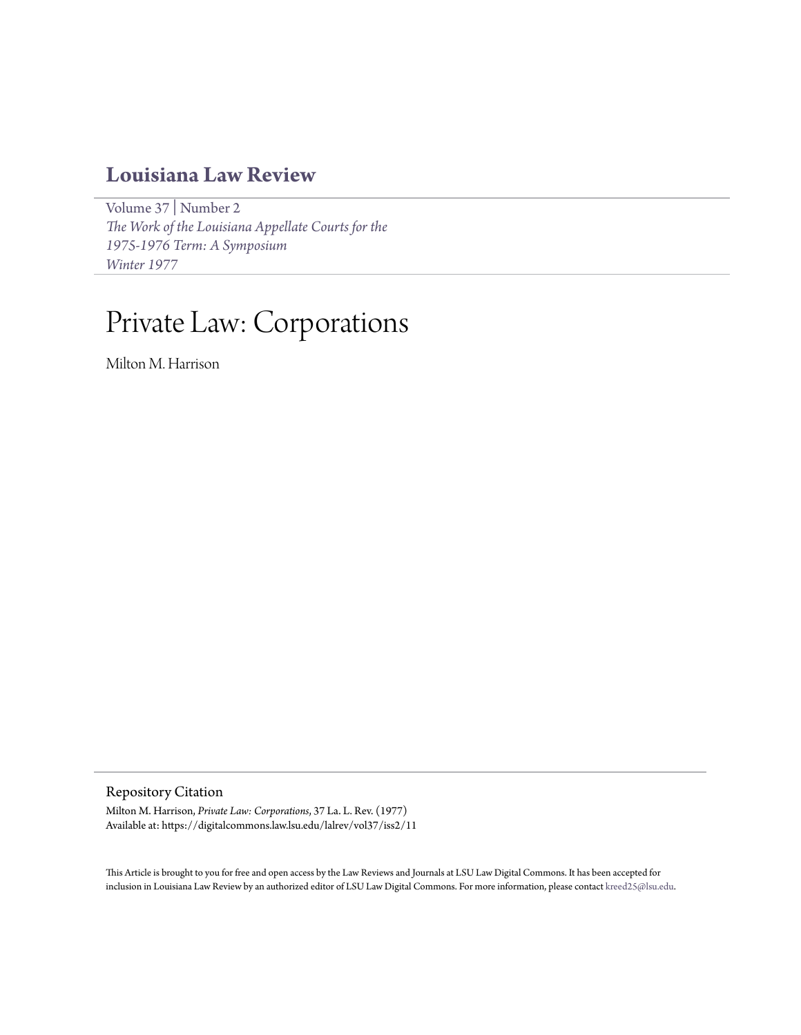# Louisiana Law Review

Volume 37 | Number 2
*The Work of the Louisiana Appellate Courts for the 1975-1976 Term: A Symposium*
*Winter 1977*

# Private Law: Corporations

Milton M. Harrison

## Repository Citation

Milton M. Harrison, *Private Law: Corporations*, 37 La. L. Rev. (1977)
Available at: https://digitalcommons.law.lsu.edu/lalrev/vol37/iss2/11

This Article is brought to you for free and open access by the Law Reviews and Journals at LSU Law Digital Commons. It has been accepted for inclusion in Louisiana Law Review by an authorized editor of LSU Law Digital Commons. For more information, please contact kreed25@lsu.edu.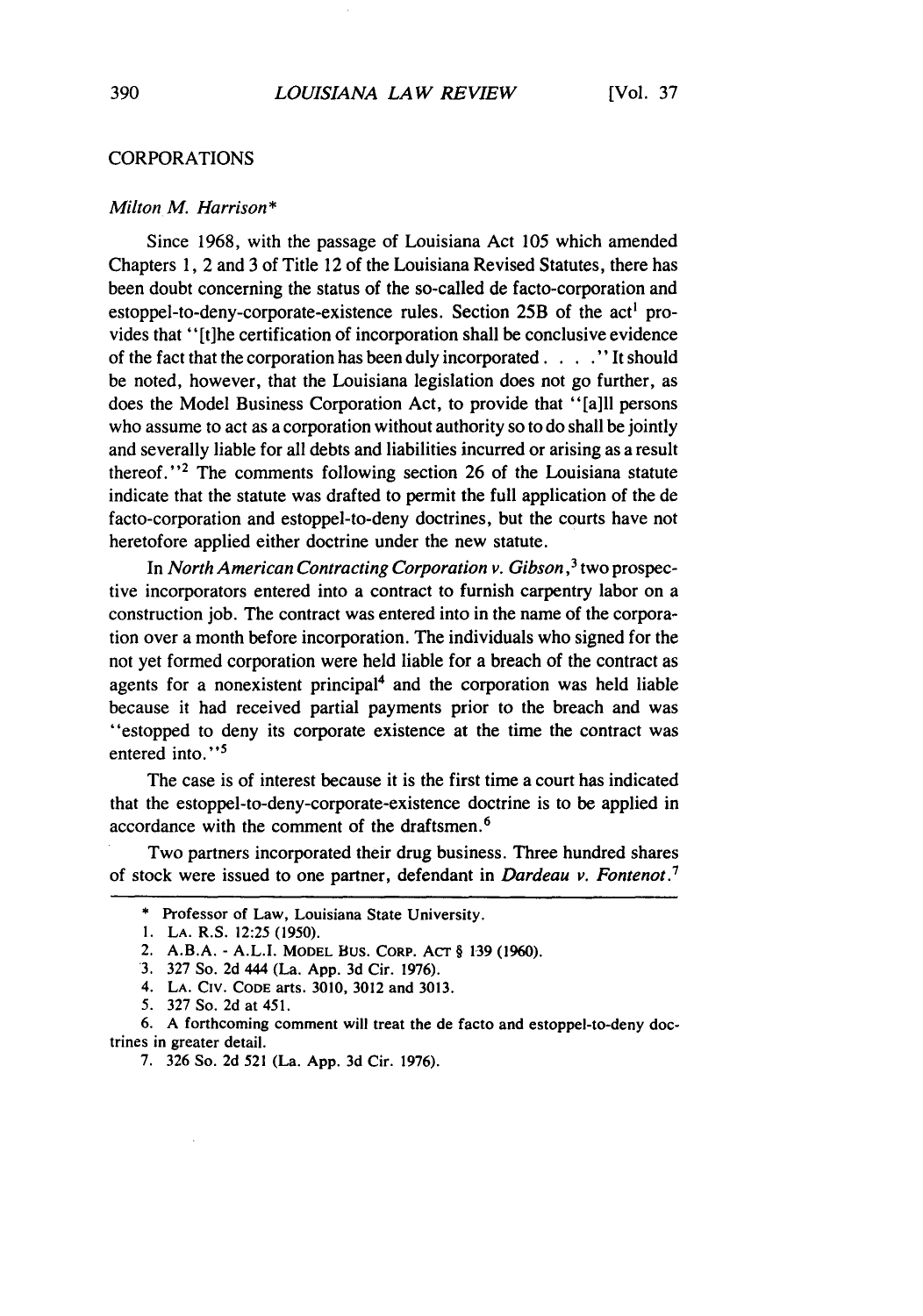## CORPORATIONS

*Milton M. Harrison**

Since 1968, with the passage of Louisiana Act 105 which amended Chapters 1, 2 and 3 of Title 12 of the Louisiana Revised Statutes, there has been doubt concerning the status of the so-called de facto-corporation and estoppel-to-deny-corporate-existence rules. Section 25B of the act[1] provides that "[t]he certification of incorporation shall be conclusive evidence of the fact that the corporation has been duly incorporated . . . ." It should be noted, however, that the Louisiana legislation does not go further, as does the Model Business Corporation Act, to provide that "[a]ll persons who assume to act as a corporation without authority so to do shall be jointly and severally liable for all debts and liabilities incurred or arising as a result thereof."[2] The comments following section 26 of the Louisiana statute indicate that the statute was drafted to permit the full application of the de facto-corporation and estoppel-to-deny doctrines, but the courts have not heretofore applied either doctrine under the new statute.

In *North American Contracting Corporation v. Gibson*,[3] two prospective incorporators entered into a contract to furnish carpentry labor on a construction job. The contract was entered into in the name of the corporation over a month before incorporation. The individuals who signed for the not yet formed corporation were held liable for a breach of the contract as agents for a nonexistent principal[4] and the corporation was held liable because it had received partial payments prior to the breach and was "estopped to deny its corporate existence at the time the contract was entered into."[5]

The case is of interest because it is the first time a court has indicated that the estoppel-to-deny-corporate-existence doctrine is to be applied in accordance with the comment of the draftsmen.[6]

Two partners incorporated their drug business. Three hundred shares of stock were issued to one partner, defendant in *Dardeau v. Fontenot*.[7]

---

\* Professor of Law, Louisiana State University.

1. LA. R.S. 12:25 (1950).
2. A.B.A. - A.L.I. MODEL BUS. CORP. ACT § 139 (1960).
3. 327 So. 2d 444 (La. App. 3d Cir. 1976).
4. LA. CIV. CODE arts. 3010, 3012 and 3013.
5. 327 So. 2d at 451.
6. A forthcoming comment will treat the de facto and estoppel-to-deny doctrines in greater detail.
7. 326 So. 2d 521 (La. App. 3d Cir. 1976).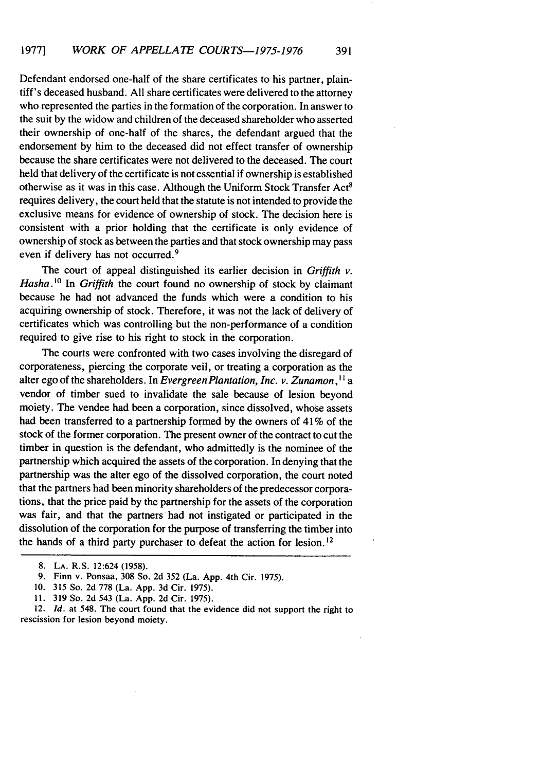Defendant endorsed one-half of the share certificates to his partner, plaintiff's deceased husband. All share certificates were delivered to the attorney who represented the parties in the formation of the corporation. In answer to the suit by the widow and children of the deceased shareholder who asserted their ownership of one-half of the shares, the defendant argued that the endorsement by him to the deceased did not effect transfer of ownership because the share certificates were not delivered to the deceased. The court held that delivery of the certificate is not essential if ownership is established otherwise as it was in this case. Although the Uniform Stock Transfer Act[8] requires delivery, the court held that the statute is not intended to provide the exclusive means for evidence of ownership of stock. The decision here is consistent with a prior holding that the certificate is only evidence of ownership of stock as between the parties and that stock ownership may pass even if delivery has not occurred.[9]

The court of appeal distinguished its earlier decision in *Griffith v. Hasha*.[10] In *Griffith* the court found no ownership of stock by claimant because he had not advanced the funds which were a condition to his acquiring ownership of stock. Therefore, it was not the lack of delivery of certificates which was controlling but the non-performance of a condition required to give rise to his right to stock in the corporation.

The courts were confronted with two cases involving the disregard of corporateness, piercing the corporate veil, or treating a corporation as the alter ego of the shareholders. In *Evergreen Plantation, Inc. v. Zunamon*,[11] a vendor of timber sued to invalidate the sale because of lesion beyond moiety. The vendee had been a corporation, since dissolved, whose assets had been transferred to a partnership formed by the owners of 41% of the stock of the former corporation. The present owner of the contract to cut the timber in question is the defendant, who admittedly is the nominee of the partnership which acquired the assets of the corporation. In denying that the partnership was the alter ego of the dissolved corporation, the court noted that the partners had been minority shareholders of the predecessor corporations, that the price paid by the partnership for the assets of the corporation was fair, and that the partners had not instigated or participated in the dissolution of the corporation for the purpose of transferring the timber into the hands of a third party purchaser to defeat the action for lesion.[12]

---

8. LA. R.S. 12:624 (1958).

9. Finn v. Ponsaa, 308 So. 2d 352 (La. App. 4th Cir. 1975).

10. 315 So. 2d 778 (La. App. 3d Cir. 1975).

11. 319 So. 2d 543 (La. App. 2d Cir. 1975).

12. *Id.* at 548. The court found that the evidence did not support the right to rescission for lesion beyond moiety.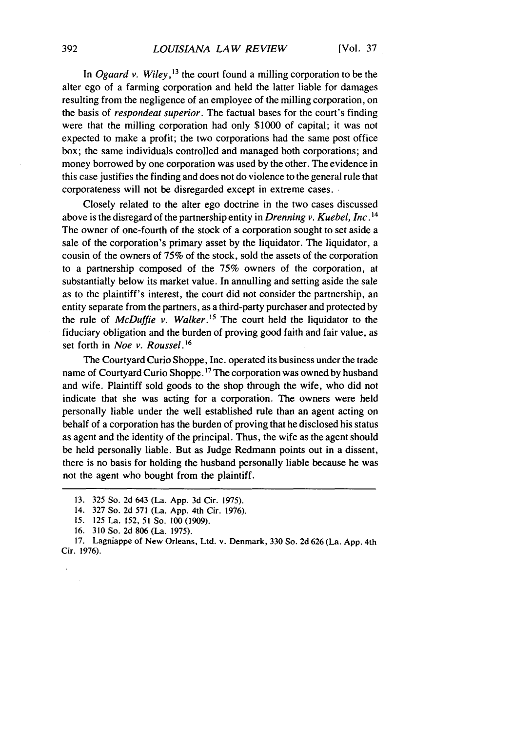In *Ogaard v. Wiley*,[13] the court found a milling corporation to be the alter ego of a farming corporation and held the latter liable for damages resulting from the negligence of an employee of the milling corporation, on the basis of *respondeat superior*. The factual bases for the court's finding were that the milling corporation had only $1000 of capital; it was not expected to make a profit; the two corporations had the same post office box; the same individuals controlled and managed both corporations; and money borrowed by one corporation was used by the other. The evidence in this case justifies the finding and does not do violence to the general rule that corporateness will not be disregarded except in extreme cases.

Closely related to the alter ego doctrine in the two cases discussed above is the disregard of the partnership entity in *Drenning v. Kuebel, Inc.*[14] The owner of one-fourth of the stock of a corporation sought to set aside a sale of the corporation's primary asset by the liquidator. The liquidator, a cousin of the owners of 75% of the stock, sold the assets of the corporation to a partnership composed of the 75% owners of the corporation, at substantially below its market value. In annulling and setting aside the sale as to the plaintiff's interest, the court did not consider the partnership, an entity separate from the partners, as a third-party purchaser and protected by the rule of *McDuffie v. Walker*.[15] The court held the liquidator to the fiduciary obligation and the burden of proving good faith and fair value, as set forth in *Noe v. Roussel*.[16]

The Courtyard Curio Shoppe, Inc. operated its business under the trade name of Courtyard Curio Shoppe.[17] The corporation was owned by husband and wife. Plaintiff sold goods to the shop through the wife, who did not indicate that she was acting for a corporation. The owners were held personally liable under the well established rule than an agent acting on behalf of a corporation has the burden of proving that he disclosed his status as agent and the identity of the principal. Thus, the wife as the agent should be held personally liable. But as Judge Redmann points out in a dissent, there is no basis for holding the husband personally liable because he was not the agent who bought from the plaintiff.

---

13. 325 So. 2d 643 (La. App. 3d Cir. 1975).

14. 327 So. 2d 571 (La. App. 4th Cir. 1976).

15. 125 La. 152, 51 So. 100 (1909).

16. 310 So. 2d 806 (La. 1975).

17. Lagniappe of New Orleans, Ltd. v. Denmark, 330 So. 2d 626 (La. App. 4th Cir. 1976).